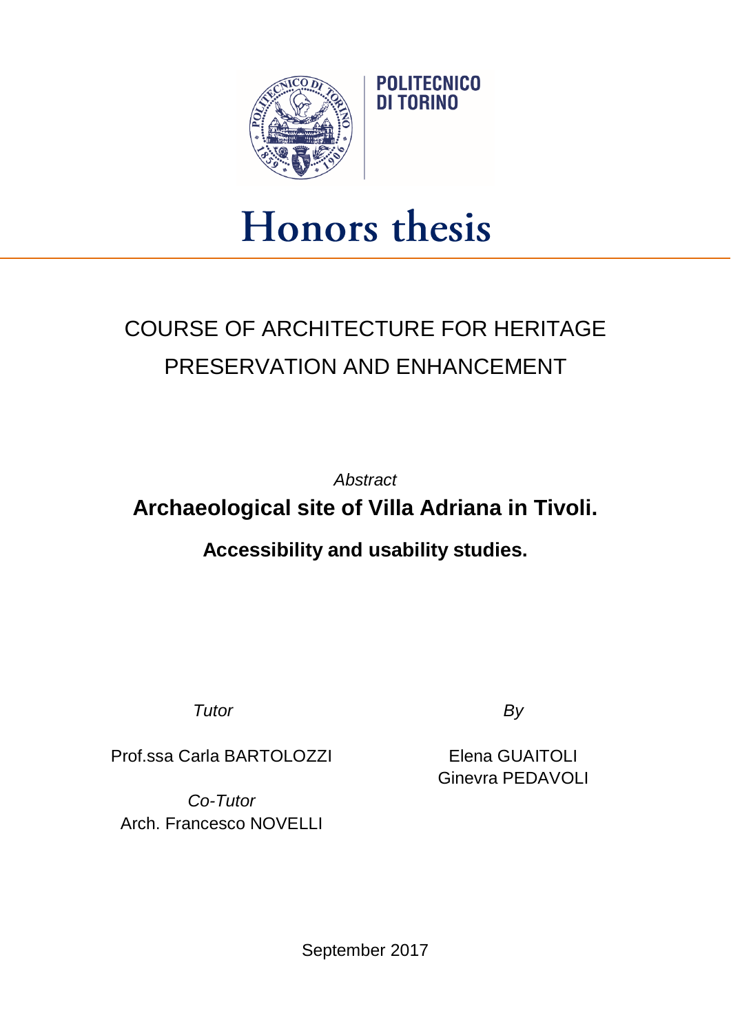POLITECNICO DI TORINO

# Honors thesis

## COURSE OF ARCHITECTURE FOR HERITAGE PRESERVATION AND ENHANCEMENT

*Abstract*

# Archaeological site of Villa Adriana in Tivoli.

### Accessibility and usability studies.

*Tutor*

Prof.ssa Carla BARTOLOZZI

*Co-Tutor*

Arch. Francesco NOVELLI

*By*

Elena GUAITOLI
Ginevra PEDAVOLI

September 2017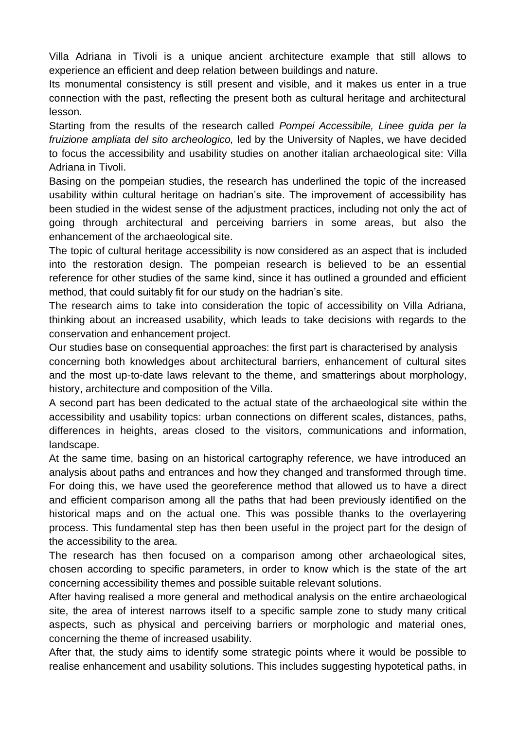Villa Adriana in Tivoli is a unique ancient architecture example that still allows to experience an efficient and deep relation between buildings and nature.

Its monumental consistency is still present and visible, and it makes us enter in a true connection with the past, reflecting the present both as cultural heritage and architectural lesson.

Starting from the results of the research called *Pompei Accessibile, Linee guida per la fruizione ampliata del sito archeologico,* led by the University of Naples, we have decided to focus the accessibility and usability studies on another italian archaeological site: Villa Adriana in Tivoli.

Basing on the pompeian studies, the research has underlined the topic of the increased usability within cultural heritage on hadrian's site. The improvement of accessibility has been studied in the widest sense of the adjustment practices, including not only the act of going through architectural and perceiving barriers in some areas, but also the enhancement of the archaeological site.

The topic of cultural heritage accessibility is now considered as an aspect that is included into the restoration design. The pompeian research is believed to be an essential reference for other studies of the same kind, since it has outlined a grounded and efficient method, that could suitably fit for our study on the hadrian's site.

The research aims to take into consideration the topic of accessibility on Villa Adriana, thinking about an increased usability, which leads to take decisions with regards to the conservation and enhancement project.

Our studies base on consequential approaches: the first part is characterised by analysis concerning both knowledges about architectural barriers, enhancement of cultural sites and the most up-to-date laws relevant to the theme, and smatterings about morphology, history, architecture and composition of the Villa.

A second part has been dedicated to the actual state of the archaeological site within the accessibility and usability topics: urban connections on different scales, distances, paths, differences in heights, areas closed to the visitors, communications and information, landscape.

At the same time, basing on an historical cartography reference, we have introduced an analysis about paths and entrances and how they changed and transformed through time. For doing this, we have used the georeference method that allowed us to have a direct and efficient comparison among all the paths that had been previously identified on the historical maps and on the actual one. This was possible thanks to the overlayering process. This fundamental step has then been useful in the project part for the design of the accessibility to the area.

The research has then focused on a comparison among other archaeological sites, chosen according to specific parameters, in order to know which is the state of the art concerning accessibility themes and possible suitable relevant solutions.

After having realised a more general and methodical analysis on the entire archaeological site, the area of interest narrows itself to a specific sample zone to study many critical aspects, such as physical and perceiving barriers or morphologic and material ones, concerning the theme of increased usability.

After that, the study aims to identify some strategic points where it would be possible to realise enhancement and usability solutions. This includes suggesting hypotetical paths, in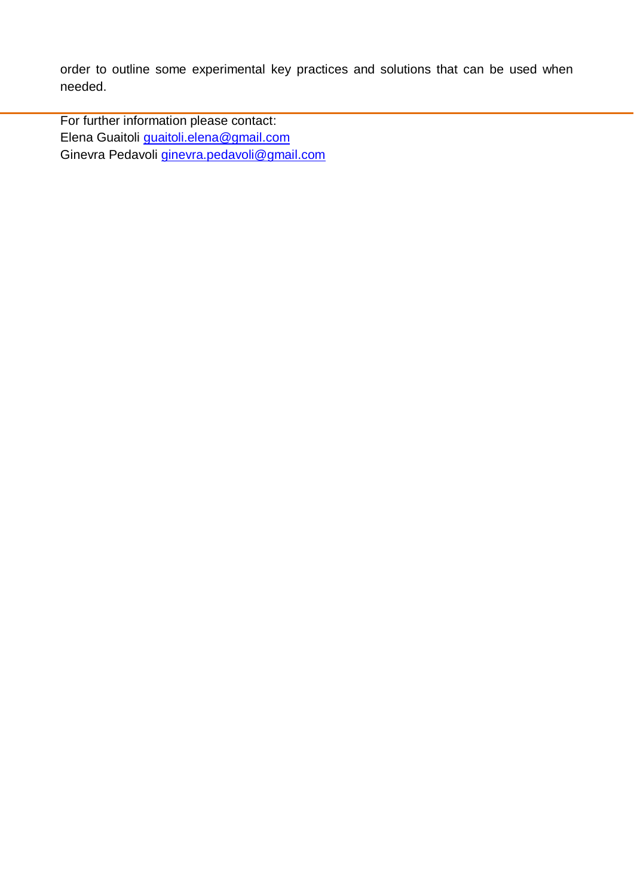order to outline some experimental key practices and solutions that can be used when needed.

---

For further information please contact:
Elena Guaitoli [guaitoli.elena@gmail.com](mailto:guaitoli.elena@gmail.com)
Ginevra Pedavoli [ginevra.pedavoli@gmail.com](mailto:ginevra.pedavoli@gmail.com)